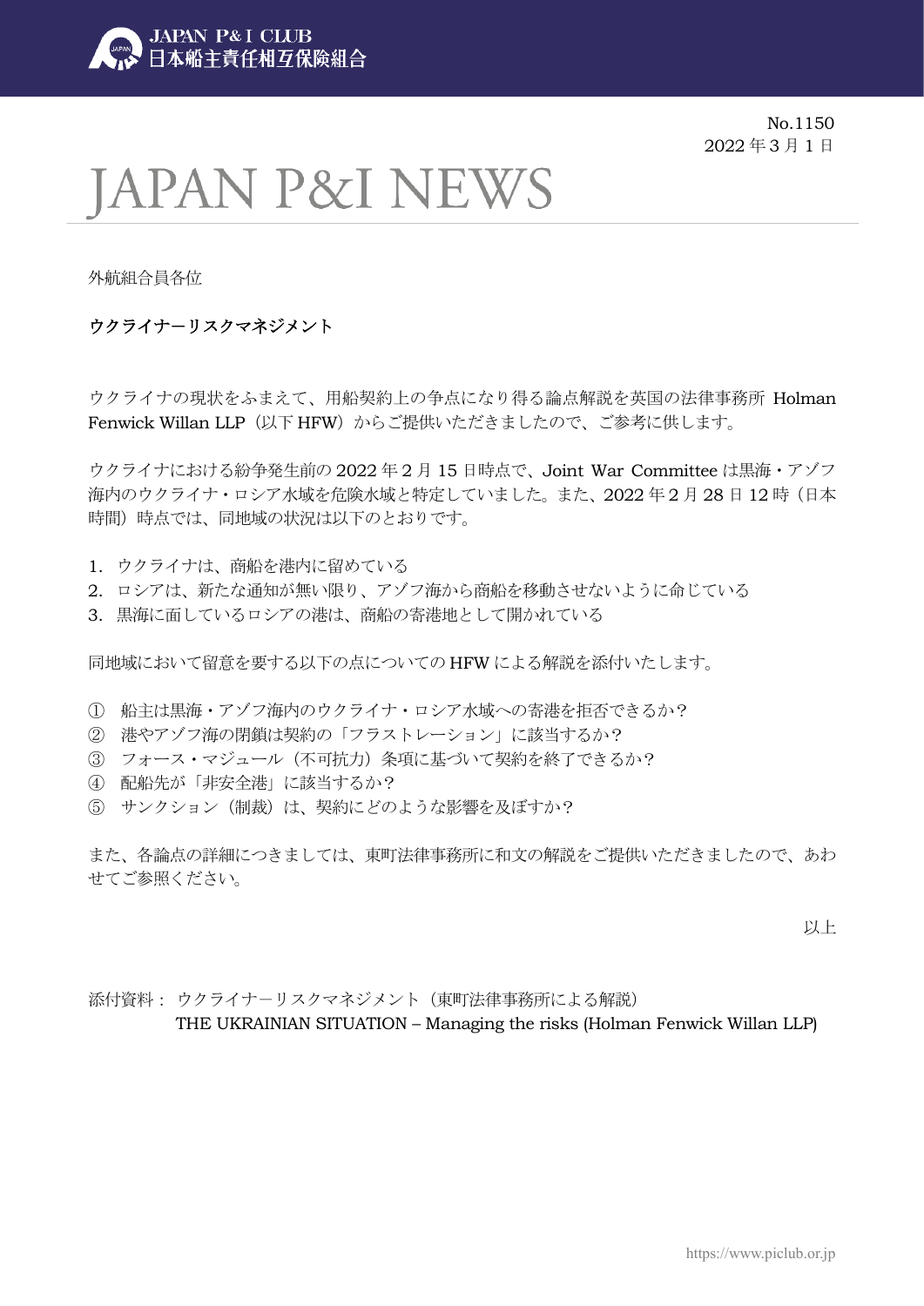JAPAN P&I CLUB
日本船主責任相互保険組合

No.1150
2022 年 3 月 1 日

# JAPAN P&I NEWS

外航組合員各位

## ウクライナ－リスクマネジメント

ウクライナの現状をふまえて、用船契約上の争点になり得る論点解説を英国の法律事務所 Holman Fenwick Willan LLP（以下 HFW）からご提供いただきましたので、ご参考に供します。

ウクライナにおける紛争発生前の 2022 年 2 月 15 日時点で、Joint War Committee は黒海・アゾフ海内のウクライナ・ロシア水域を危険水域と特定していました。また、2022 年 2 月 28 日 12 時（日本時間）時点では、同地域の状況は以下のとおりです。

1. ウクライナは、商船を港内に留めている
2. ロシアは、新たな通知が無い限り、アゾフ海から商船を移動させないように命じている
3. 黒海に面しているロシアの港は、商船の寄港地として開かれている

同地域において留意を要する以下の点についての HFW による解説を添付いたします。

① 船主は黒海・アゾフ海内のウクライナ・ロシア水域への寄港を拒否できるか?
② 港やアゾフ海の閉鎖は契約の「フラストレーション」に該当するか?
③ フォース・マジュール（不可抗力）条項に基づいて契約を終了できるか?
④ 配船先が「非安全港」に該当するか?
⑤ サンクション（制裁）は、契約にどのような影響を及ぼすか?

また、各論点の詳細につきましては、東町法律事務所に和文の解説をご提供いただきましたので、あわせてご参照ください。

以上

添付資料： ウクライナ－リスクマネジメント（東町法律事務所による解説）
THE UKRAINIAN SITUATION – Managing the risks (Holman Fenwick Willan LLP)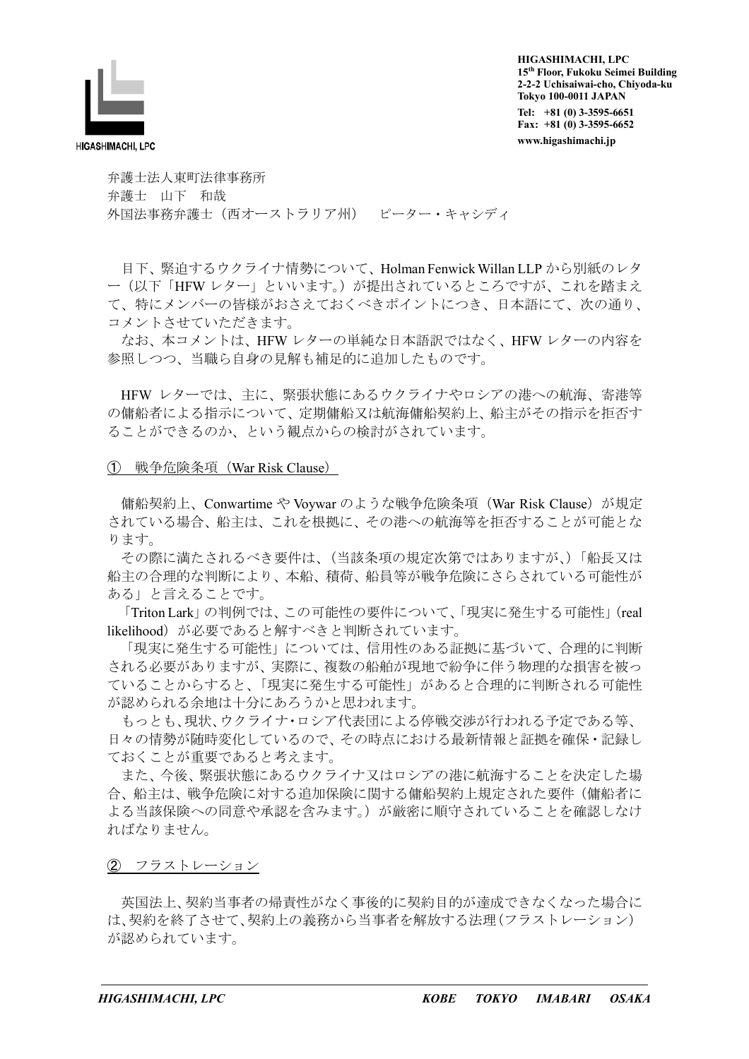弁護士法人東町法律事務所
弁護士　山下　和哉
外国法事務弁護士（西オーストラリア州）　ピーター・キャシディ

目下、緊迫するウクライナ情勢について、Holman Fenwick Willan LLP から別紙のレター（以下「HFW レター」といいます。）が提出されているところですが、これを踏まえて、特にメンバーの皆様がおさえておくべきポイントにつき、日本語にて、次の通り、コメントさせていただきます。

なお、本コメントは、HFW レターの単純な日本語訳ではなく、HFW レターの内容を参照しつつ、当職ら自身の見解も補足的に追加したものです。

HFW レターでは、主に、緊張状態にあるウクライナやロシアの港への航海、寄港等の傭船者による指示について、定期傭船又は航海傭船契約上、船主がその指示を拒否することができるのか、という観点からの検討がされています。

## ①　戦争危険条項（War Risk Clause）

傭船契約上、Conwartime や Voywar のような戦争危険条項（War Risk Clause）が規定されている場合、船主は、これを根拠に、その港への航海等を拒否することが可能となります。

その際に満たされるべき要件は、（当該条項の規定次第ではありますが、）「船長又は船主の合理的な判断により、本船、積荷、船員等が戦争危険にさらされている可能性がある」と言えることです。

「Triton Lark」の判例では、この可能性の要件について、「現実に発生する可能性」（real likelihood）が必要であると解すべきと判断されています。

「現実に発生する可能性」については、信用性のある証拠に基づいて、合理的に判断される必要がありますが、実際に、複数の船舶が現地で紛争に伴う物理的な損害を被っていることからすると、「現実に発生する可能性」があると合理的に判断される可能性が認められる余地は十分にあろうかと思われます。

もっとも、現状、ウクライナ･ロシア代表団による停戦交渉が行われる予定である等、日々の情勢が随時変化しているので、その時点における最新情報と証拠を確保・記録しておくことが重要であると考えます。

また、今後、緊張状態にあるウクライナ又はロシアの港に航海することを決定した場合、船主は、戦争危険に対する追加保険に関する傭船契約上規定された要件（傭船者による当該保険への同意や承認を含みます。）が厳密に順守されていることを確認しなければなりません。

## ②　フラストレーション

英国法上、契約当事者の帰責性がなく事後的に契約目的が達成できなくなった場合には、契約を終了させて、契約上の義務から当事者を解放する法理（フラストレーション）が認められています。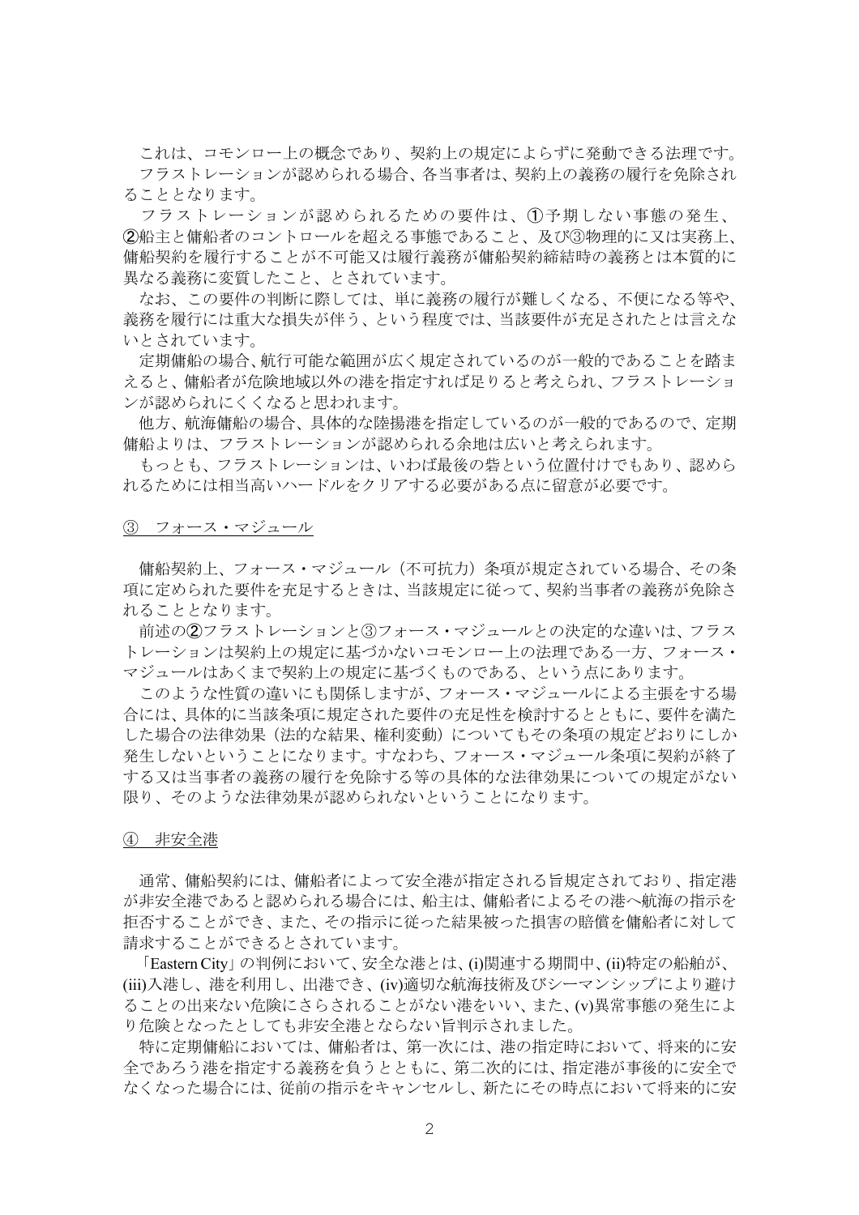これは、コモンロー上の概念であり、契約上の規定によらずに発動できる法理です。

フラストレーションが認められる場合、各当事者は、契約上の義務の履行を免除されることとなります。

フラストレーションが認められるための要件は、①予期しない事態の発生、②船主と傭船者のコントロールを超える事態であること、及び③物理的に又は実務上、傭船契約を履行することが不可能又は履行義務が傭船契約締結時の義務とは本質的に異なる義務に変質したこと、とされています。

なお、この要件の判断に際しては、単に義務の履行が難しくなる、不便になる等や、義務を履行には重大な損失が伴う、という程度では、当該要件が充足されたとは言えないとされています。

定期傭船の場合、航行可能な範囲が広く規定されているのが一般的であることを踏まえると、傭船者が危険地域以外の港を指定すれば足りると考えられ、フラストレーションが認められにくくなると思われます。

他方、航海傭船の場合、具体的な陸揚港を指定しているのが一般的であるので、定期傭船よりは、フラストレーションが認められる余地は広いと考えられます。

もっとも、フラストレーションは、いわば最後の砦という位置付けでもあり、認められるためには相当高いハードルをクリアする必要がある点に留意が必要です。

③　フォース・マジュール

傭船契約上、フォース・マジュール（不可抗力）条項が規定されている場合、その条項に定められた要件を充足するときは、当該規定に従って、契約当事者の義務が免除されることとなります。

前述の②フラストレーションと③フォース・マジュールとの決定的な違いは、フラストレーションは契約上の規定に基づかないコモンロー上の法理である一方、フォース・マジュールはあくまで契約上の規定に基づくものである、という点にあります。

このような性質の違いにも関係しますが、フォース・マジュールによる主張をする場合には、具体的に当該条項に規定された要件の充足性を検討するとともに、要件を満たした場合の法律効果（法的な結果、権利変動）についてもその条項の規定どおりにしか発生しないということになります。すなわち、フォース・マジュール条項に契約が終了する又は当事者の義務の履行を免除する等の具体的な法律効果についての規定がない限り、そのような法律効果が認められないということになります。

④　非安全港

通常、傭船契約には、傭船者によって安全港が指定される旨規定されており、指定港が非安全港であると認められる場合には、船主は、傭船者によるその港へ航海の指示を拒否することができ、また、その指示に従った結果被った損害の賠償を傭船者に対して請求することができるとされています。

「Eastern City」の判例において、安全な港とは、(i)関連する期間中、(ii)特定の船舶が、(iii)入港し、港を利用し、出港でき、(iv)適切な航海技術及びシーマンシップにより避けることの出来ない危険にさらされることがない港をいい、また、(v)異常事態の発生により危険となったとしても非安全港とならない旨判示されました。

特に定期傭船においては、傭船者は、第一次には、港の指定時において、将来的に安全であろう港を指定する義務を負うとともに、第二次的には、指定港が事後的に安全でなくなった場合には、従前の指示をキャンセルし、新たにその時点において将来的に安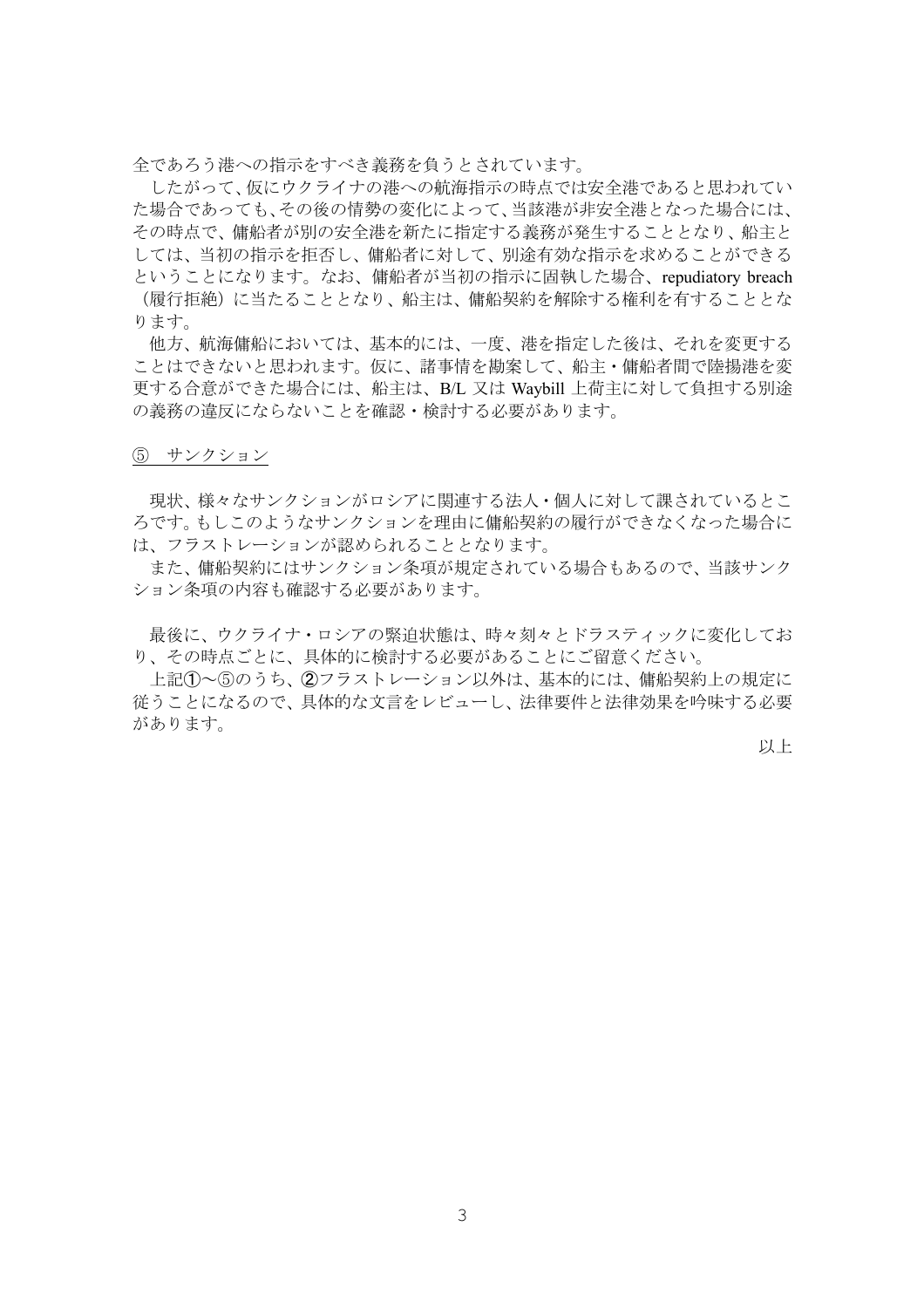全であろう港への指示をすべき義務を負うとされています。

したがって、仮にウクライナの港への航海指示の時点では安全港であると思われていた場合であっても、その後の情勢の変化によって、当該港が非安全港となった場合には、その時点で、傭船者が別の安全港を新たに指定する義務が発生することとなり、船主としては、当初の指示を拒否し、傭船者に対して、別途有効な指示を求めることができるということになります。なお、傭船者が当初の指示に固執した場合、repudiatory breach（履行拒絶）に当たることとなり、船主は、傭船契約を解除する権利を有することとなります。

他方、航海傭船においては、基本的には、一度、港を指定した後は、それを変更することはできないと思われます。仮に、諸事情を勘案して、船主・傭船者間で陸揚港を変更する合意ができた場合には、船主は、B/L 又は Waybill 上荷主に対して負担する別途の義務の違反にならないことを確認・検討する必要があります。

⑤　サンクション

現状、様々なサンクションがロシアに関連する法人・個人に対して課されているところです。もしこのようなサンクションを理由に傭船契約の履行ができなくなった場合には、フラストレーションが認められることとなります。

また、傭船契約にはサンクション条項が規定されている場合もあるので、当該サンクション条項の内容も確認する必要があります。

最後に、ウクライナ・ロシアの緊迫状態は、時々刻々とドラスティックに変化しており、その時点ごとに、具体的に検討する必要があることにご留意ください。

上記①～⑤のうち、②フラストレーション以外は、基本的には、傭船契約上の規定に従うことになるので、具体的な文言をレビューし、法律要件と法律効果を吟味する必要があります。

以上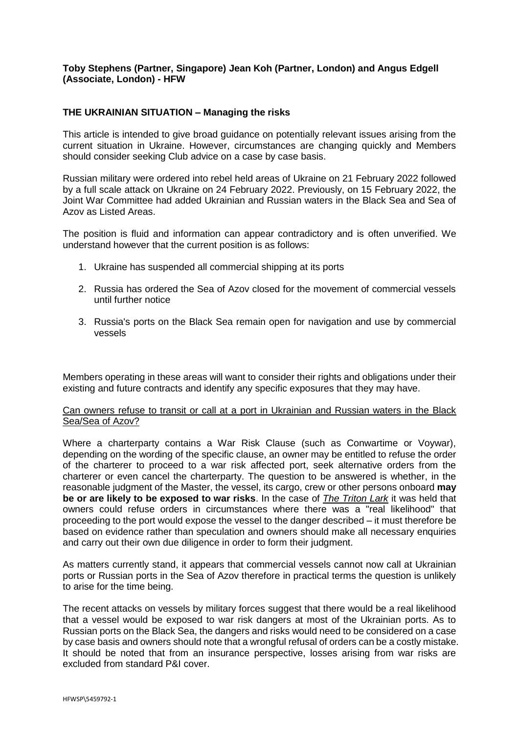**Toby Stephens (Partner, Singapore) Jean Koh (Partner, London) and Angus Edgell (Associate, London) - HFW**

## THE UKRAINIAN SITUATION – Managing the risks

This article is intended to give broad guidance on potentially relevant issues arising from the current situation in Ukraine. However, circumstances are changing quickly and Members should consider seeking Club advice on a case by case basis.

Russian military were ordered into rebel held areas of Ukraine on 21 February 2022 followed by a full scale attack on Ukraine on 24 February 2022. Previously, on 15 February 2022, the Joint War Committee had added Ukrainian and Russian waters in the Black Sea and Sea of Azov as Listed Areas.

The position is fluid and information can appear contradictory and is often unverified. We understand however that the current position is as follows:

1. Ukraine has suspended all commercial shipping at its ports
2. Russia has ordered the Sea of Azov closed for the movement of commercial vessels until further notice
3. Russia's ports on the Black Sea remain open for navigation and use by commercial vessels

Members operating in these areas will want to consider their rights and obligations under their existing and future contracts and identify any specific exposures that they may have.

<u>Can owners refuse to transit or call at a port in Ukrainian and Russian waters in the Black Sea/Sea of Azov?</u>

Where a charterparty contains a War Risk Clause (such as Conwartime or Voywar), depending on the wording of the specific clause, an owner may be entitled to refuse the order of the charterer to proceed to a war risk affected port, seek alternative orders from the charterer or even cancel the charterparty. The question to be answered is whether, in the reasonable judgment of the Master, the vessel, its cargo, crew or other persons onboard **may be or are likely to be exposed to war risks**. In the case of *<u>The Triton Lark</u>* it was held that owners could refuse orders in circumstances where there was a "real likelihood" that proceeding to the port would expose the vessel to the danger described – it must therefore be based on evidence rather than speculation and owners should make all necessary enquiries and carry out their own due diligence in order to form their judgment.

As matters currently stand, it appears that commercial vessels cannot now call at Ukrainian ports or Russian ports in the Sea of Azov therefore in practical terms the question is unlikely to arise for the time being.

The recent attacks on vessels by military forces suggest that there would be a real likelihood that a vessel would be exposed to war risk dangers at most of the Ukrainian ports. As to Russian ports on the Black Sea, the dangers and risks would need to be considered on a case by case basis and owners should note that a wrongful refusal of orders can be a costly mistake. It should be noted that from an insurance perspective, losses arising from war risks are excluded from standard P&I cover.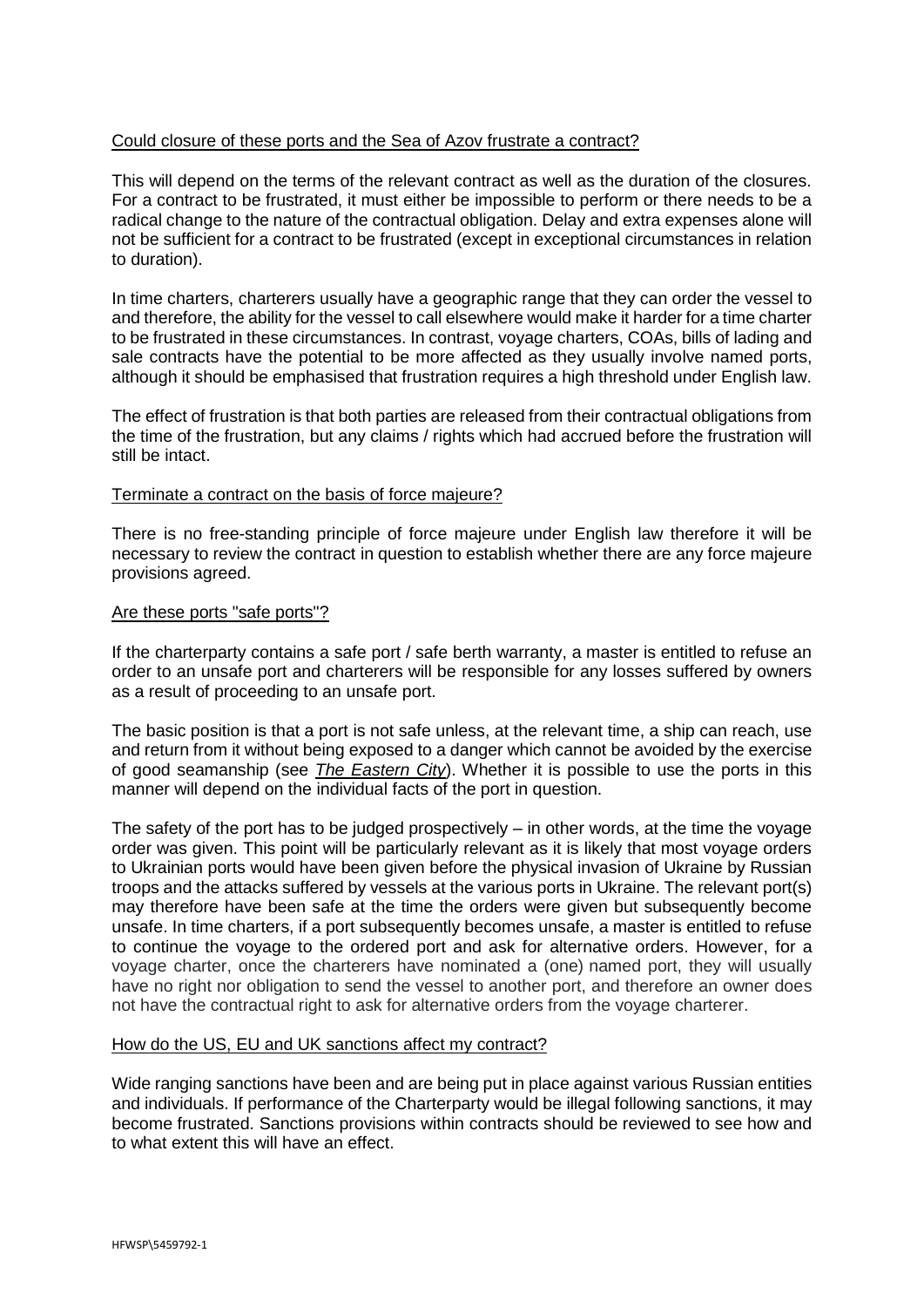Could closure of these ports and the Sea of Azov frustrate a contract?

This will depend on the terms of the relevant contract as well as the duration of the closures. For a contract to be frustrated, it must either be impossible to perform or there needs to be a radical change to the nature of the contractual obligation. Delay and extra expenses alone will not be sufficient for a contract to be frustrated (except in exceptional circumstances in relation to duration).

In time charters, charterers usually have a geographic range that they can order the vessel to and therefore, the ability for the vessel to call elsewhere would make it harder for a time charter to be frustrated in these circumstances. In contrast, voyage charters, COAs, bills of lading and sale contracts have the potential to be more affected as they usually involve named ports, although it should be emphasised that frustration requires a high threshold under English law.

The effect of frustration is that both parties are released from their contractual obligations from the time of the frustration, but any claims / rights which had accrued before the frustration will still be intact.

Terminate a contract on the basis of force majeure?

There is no free-standing principle of force majeure under English law therefore it will be necessary to review the contract in question to establish whether there are any force majeure provisions agreed.

Are these ports "safe ports"?

If the charterparty contains a safe port / safe berth warranty, a master is entitled to refuse an order to an unsafe port and charterers will be responsible for any losses suffered by owners as a result of proceeding to an unsafe port.

The basic position is that a port is not safe unless, at the relevant time, a ship can reach, use and return from it without being exposed to a danger which cannot be avoided by the exercise of good seamanship (see *The Eastern City*). Whether it is possible to use the ports in this manner will depend on the individual facts of the port in question.

The safety of the port has to be judged prospectively – in other words, at the time the voyage order was given. This point will be particularly relevant as it is likely that most voyage orders to Ukrainian ports would have been given before the physical invasion of Ukraine by Russian troops and the attacks suffered by vessels at the various ports in Ukraine. The relevant port(s) may therefore have been safe at the time the orders were given but subsequently become unsafe. In time charters, if a port subsequently becomes unsafe, a master is entitled to refuse to continue the voyage to the ordered port and ask for alternative orders. However, for a voyage charter, once the charterers have nominated a (one) named port, they will usually have no right nor obligation to send the vessel to another port, and therefore an owner does not have the contractual right to ask for alternative orders from the voyage charterer.

How do the US, EU and UK sanctions affect my contract?

Wide ranging sanctions have been and are being put in place against various Russian entities and individuals. If performance of the Charterparty would be illegal following sanctions, it may become frustrated. Sanctions provisions within contracts should be reviewed to see how and to what extent this will have an effect.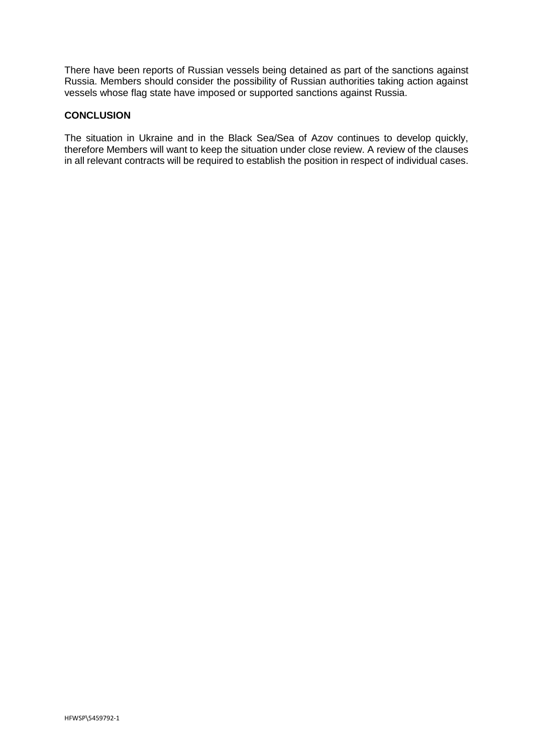There have been reports of Russian vessels being detained as part of the sanctions against Russia. Members should consider the possibility of Russian authorities taking action against vessels whose flag state have imposed or supported sanctions against Russia.

**CONCLUSION**

The situation in Ukraine and in the Black Sea/Sea of Azov continues to develop quickly, therefore Members will want to keep the situation under close review. A review of the clauses in all relevant contracts will be required to establish the position in respect of individual cases.